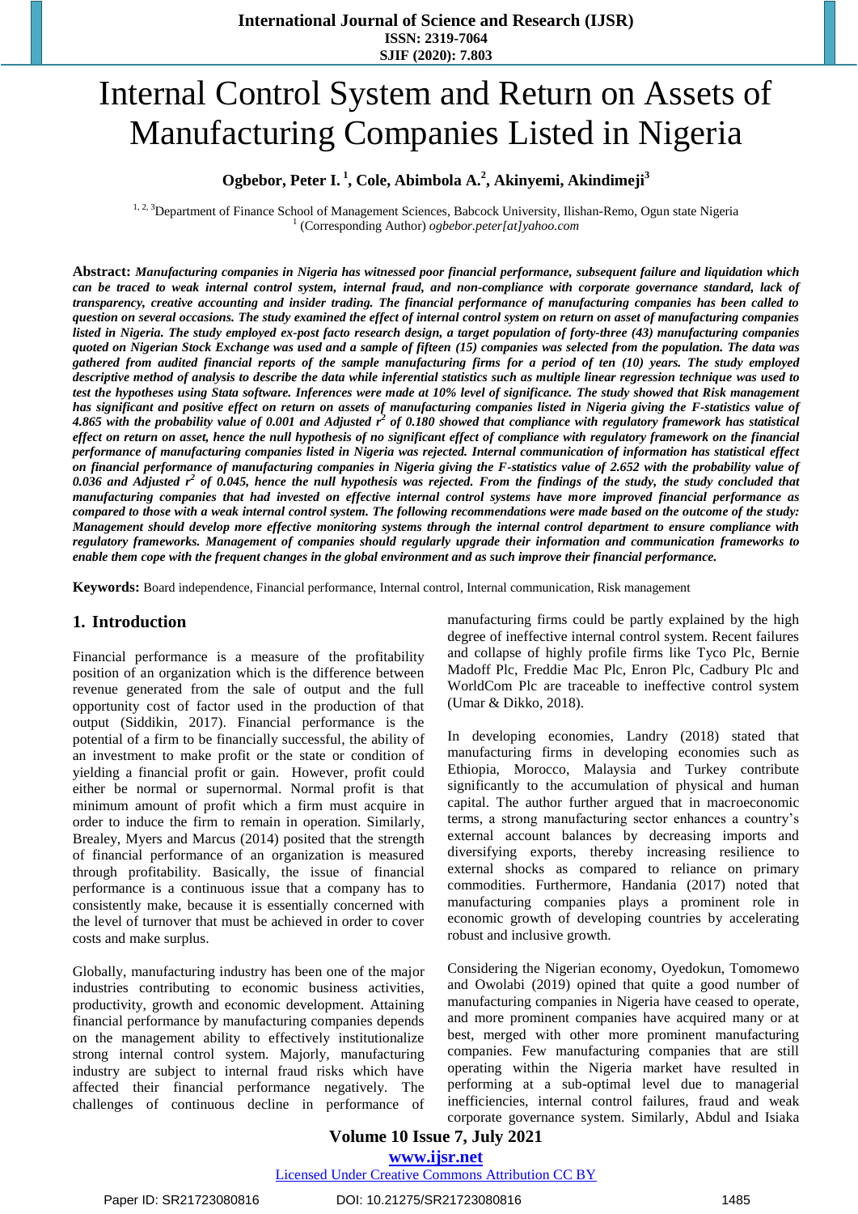# Internal Control System and Return on Assets of Manufacturing Companies Listed in Nigeria

**Ogbebor, Peter I.[1], Cole, Abimbola A.[2], Akinyemi, Akindimeji[3]**

[1, 2, 3]Department of Finance School of Management Sciences, Babcock University, Ilishan-Remo, Ogun state Nigeria
[1] (Corresponding Author) *ogbebor.peter[at]yahoo.com*

**Abstract:** ***Manufacturing companies in Nigeria has witnessed poor financial performance, subsequent failure and liquidation which can be traced to weak internal control system, internal fraud, and non-compliance with corporate governance standard, lack of transparency, creative accounting and insider trading. The financial performance of manufacturing companies has been called to question on several occasions. The study examined the effect of internal control system on return on asset of manufacturing companies listed in Nigeria. The study employed ex-post facto research design, a target population of forty-three (43) manufacturing companies quoted on Nigerian Stock Exchange was used and a sample of fifteen (15) companies was selected from the population. The data was gathered from audited financial reports of the sample manufacturing firms for a period of ten (10) years. The study employed descriptive method of analysis to describe the data while inferential statistics such as multiple linear regression technique was used to test the hypotheses using Stata software. Inferences were made at 10% level of significance. The study showed that Risk management has significant and positive effect on return on assets of manufacturing companies listed in Nigeria giving the F-statistics value of 4.865 with the probability value of 0.001 and Adjusted $r^2$ of 0.180 showed that compliance with regulatory framework has statistical effect on return on asset, hence the null hypothesis of no significant effect of compliance with regulatory framework on the financial performance of manufacturing companies listed in Nigeria was rejected. Internal communication of information has statistical effect on financial performance of manufacturing companies in Nigeria giving the F-statistics value of 2.652 with the probability value of 0.036 and Adjusted $r^2$ of 0.045, hence the null hypothesis was rejected. From the findings of the study, the study concluded that manufacturing companies that had invested on effective internal control systems have more improved financial performance as compared to those with a weak internal control system. The following recommendations were made based on the outcome of the study: Management should develop more effective monitoring systems through the internal control department to ensure compliance with regulatory frameworks. Management of companies should regularly upgrade their information and communication frameworks to enable them cope with the frequent changes in the global environment and as such improve their financial performance.***

**Keywords:** Board independence, Financial performance, Internal control, Internal communication, Risk management

## 1. Introduction

Financial performance is a measure of the profitability position of an organization which is the difference between revenue generated from the sale of output and the full opportunity cost of factor used in the production of that output (Siddikin, 2017). Financial performance is the potential of a firm to be financially successful, the ability of an investment to make profit or the state or condition of yielding a financial profit or gain. However, profit could either be normal or supernormal. Normal profit is that minimum amount of profit which a firm must acquire in order to induce the firm to remain in operation. Similarly, Brealey, Myers and Marcus (2014) posited that the strength of financial performance of an organization is measured through profitability. Basically, the issue of financial performance is a continuous issue that a company has to consistently make, because it is essentially concerned with the level of turnover that must be achieved in order to cover costs and make surplus.

Globally, manufacturing industry has been one of the major industries contributing to economic business activities, productivity, growth and economic development. Attaining financial performance by manufacturing companies depends on the management ability to effectively institutionalize strong internal control system. Majorly, manufacturing industry are subject to internal fraud risks which have affected their financial performance negatively. The challenges of continuous decline in performance of manufacturing firms could be partly explained by the high degree of ineffective internal control system. Recent failures and collapse of highly profile firms like Tyco Plc, Bernie Madoff Plc, Freddie Mac Plc, Enron Plc, Cadbury Plc and WorldCom Plc are traceable to ineffective control system (Umar & Dikko, 2018).

In developing economies, Landry (2018) stated that manufacturing firms in developing economies such as Ethiopia, Morocco, Malaysia and Turkey contribute significantly to the accumulation of physical and human capital. The author further argued that in macroeconomic terms, a strong manufacturing sector enhances a country's external account balances by decreasing imports and diversifying exports, thereby increasing resilience to external shocks as compared to reliance on primary commodities. Furthermore, Handania (2017) noted that manufacturing companies plays a prominent role in economic growth of developing countries by accelerating robust and inclusive growth.

Considering the Nigerian economy, Oyedokun, Tomomewo and Owolabi (2019) opined that quite a good number of manufacturing companies in Nigeria have ceased to operate, and more prominent companies have acquired many or at best, merged with other more prominent manufacturing companies. Few manufacturing companies that are still operating within the Nigeria market have resulted in performing at a sub-optimal level due to managerial inefficiencies, internal control failures, fraud and weak corporate governance system. Similarly, Abdul and Isiaka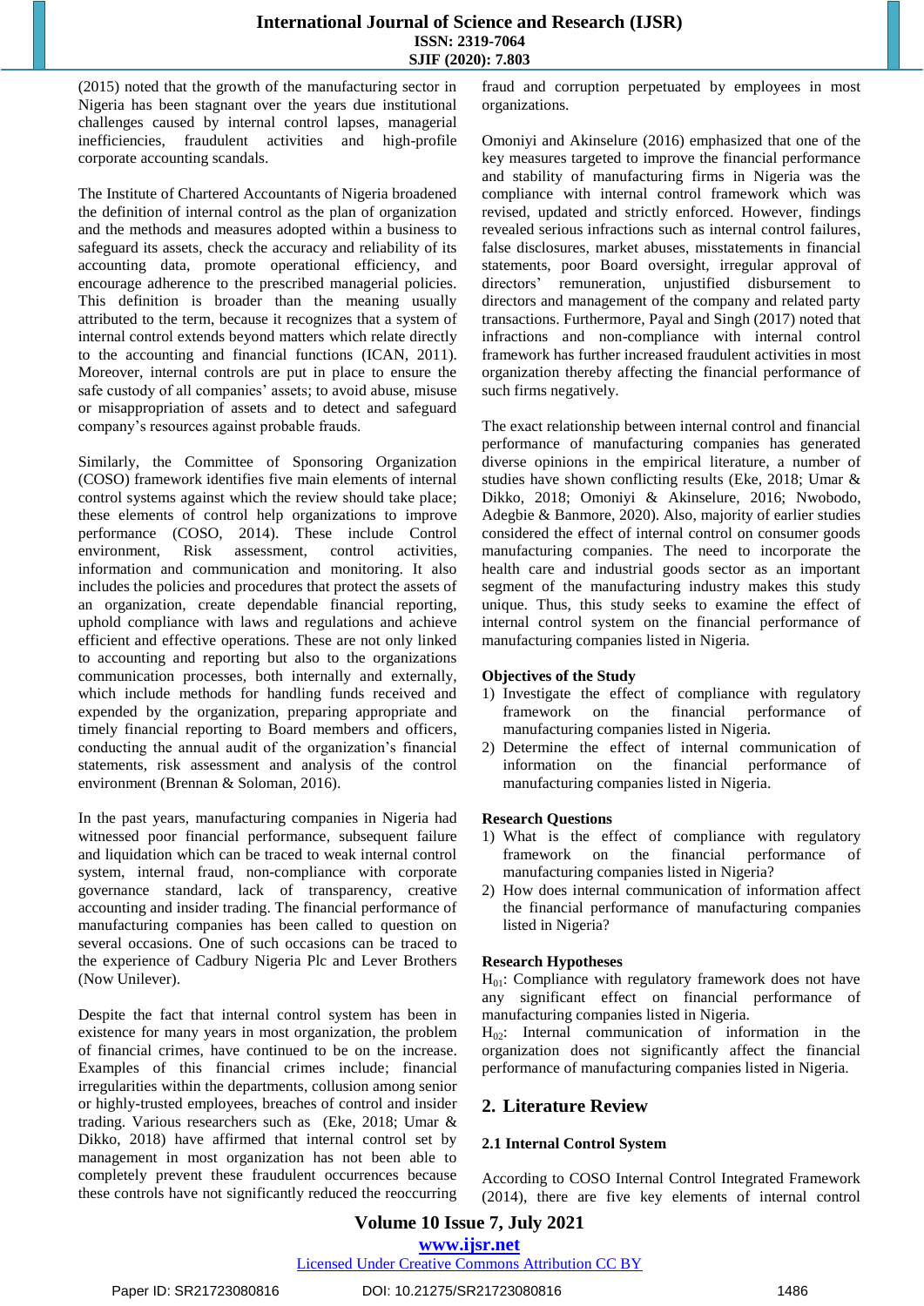(2015) noted that the growth of the manufacturing sector in Nigeria has been stagnant over the years due institutional challenges caused by internal control lapses, managerial inefficiencies, fraudulent activities and high-profile corporate accounting scandals.

The Institute of Chartered Accountants of Nigeria broadened the definition of internal control as the plan of organization and the methods and measures adopted within a business to safeguard its assets, check the accuracy and reliability of its accounting data, promote operational efficiency, and encourage adherence to the prescribed managerial policies. This definition is broader than the meaning usually attributed to the term, because it recognizes that a system of internal control extends beyond matters which relate directly to the accounting and financial functions (ICAN, 2011). Moreover, internal controls are put in place to ensure the safe custody of all companies' assets; to avoid abuse, misuse or misappropriation of assets and to detect and safeguard company's resources against probable frauds.

Similarly, the Committee of Sponsoring Organization (COSO) framework identifies five main elements of internal control systems against which the review should take place; these elements of control help organizations to improve performance (COSO, 2014). These include Control environment, Risk assessment, control activities, information and communication and monitoring. It also includes the policies and procedures that protect the assets of an organization, create dependable financial reporting, uphold compliance with laws and regulations and achieve efficient and effective operations. These are not only linked to accounting and reporting but also to the organizations communication processes, both internally and externally, which include methods for handling funds received and expended by the organization, preparing appropriate and timely financial reporting to Board members and officers, conducting the annual audit of the organization's financial statements, risk assessment and analysis of the control environment (Brennan & Soloman, 2016).

In the past years, manufacturing companies in Nigeria had witnessed poor financial performance, subsequent failure and liquidation which can be traced to weak internal control system, internal fraud, non-compliance with corporate governance standard, lack of transparency, creative accounting and insider trading. The financial performance of manufacturing companies has been called to question on several occasions. One of such occasions can be traced to the experience of Cadbury Nigeria Plc and Lever Brothers (Now Unilever).

Despite the fact that internal control system has been in existence for many years in most organization, the problem of financial crimes, have continued to be on the increase. Examples of this financial crimes include; financial irregularities within the departments, collusion among senior or highly-trusted employees, breaches of control and insider trading. Various researchers such as (Eke, 2018; Umar & Dikko, 2018) have affirmed that internal control set by management in most organization has not been able to completely prevent these fraudulent occurrences because these controls have not significantly reduced the reoccurring fraud and corruption perpetuated by employees in most organizations.

Omoniyi and Akinselure (2016) emphasized that one of the key measures targeted to improve the financial performance and stability of manufacturing firms in Nigeria was the compliance with internal control framework which was revised, updated and strictly enforced. However, findings revealed serious infractions such as internal control failures, false disclosures, market abuses, misstatements in financial statements, poor Board oversight, irregular approval of directors' remuneration, unjustified disbursement to directors and management of the company and related party transactions. Furthermore, Payal and Singh (2017) noted that infractions and non-compliance with internal control framework has further increased fraudulent activities in most organization thereby affecting the financial performance of such firms negatively.

The exact relationship between internal control and financial performance of manufacturing companies has generated diverse opinions in the empirical literature, a number of studies have shown conflicting results (Eke, 2018; Umar & Dikko, 2018; Omoniyi & Akinselure, 2016; Nwobodo, Adegbie & Banmore, 2020). Also, majority of earlier studies considered the effect of internal control on consumer goods manufacturing companies. The need to incorporate the health care and industrial goods sector as an important segment of the manufacturing industry makes this study unique. Thus, this study seeks to examine the effect of internal control system on the financial performance of manufacturing companies listed in Nigeria.

### Objectives of the Study

1) Investigate the effect of compliance with regulatory framework on the financial performance of manufacturing companies listed in Nigeria.
2) Determine the effect of internal communication of information on the financial performance of manufacturing companies listed in Nigeria.

### Research Questions

1) What is the effect of compliance with regulatory framework on the financial performance of manufacturing companies listed in Nigeria?
2) How does internal communication of information affect the financial performance of manufacturing companies listed in Nigeria?

### Research Hypotheses

$H_{01}$: Compliance with regulatory framework does not have any significant effect on financial performance of manufacturing companies listed in Nigeria.

$H_{02}$: Internal communication of information in the organization does not significantly affect the financial performance of manufacturing companies listed in Nigeria.

## 2. Literature Review

### 2.1 Internal Control System

According to COSO Internal Control Integrated Framework (2014), there are five key elements of internal control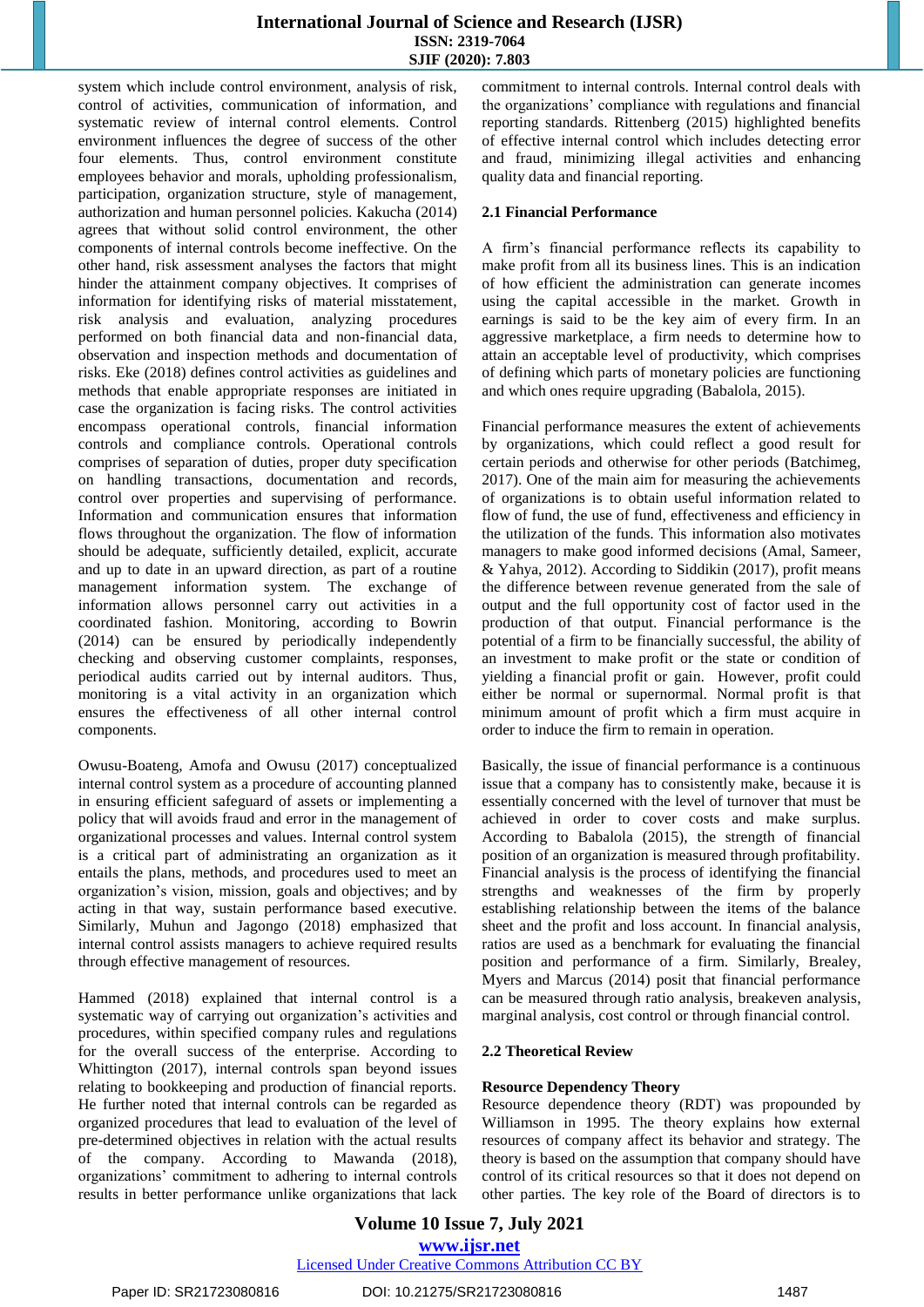system which include control environment, analysis of risk, control of activities, communication of information, and systematic review of internal control elements. Control environment influences the degree of success of the other four elements. Thus, control environment constitute employees behavior and morals, upholding professionalism, participation, organization structure, style of management, authorization and human personnel policies. Kakucha (2014) agrees that without solid control environment, the other components of internal controls become ineffective. On the other hand, risk assessment analyses the factors that might hinder the attainment company objectives. It comprises of information for identifying risks of material misstatement, risk analysis and evaluation, analyzing procedures performed on both financial data and non-financial data, observation and inspection methods and documentation of risks. Eke (2018) defines control activities as guidelines and methods that enable appropriate responses are initiated in case the organization is facing risks. The control activities encompass operational controls, financial information controls and compliance controls. Operational controls comprises of separation of duties, proper duty specification on handling transactions, documentation and records, control over properties and supervising of performance. Information and communication ensures that information flows throughout the organization. The flow of information should be adequate, sufficiently detailed, explicit, accurate and up to date in an upward direction, as part of a routine management information system. The exchange of information allows personnel carry out activities in a coordinated fashion. Monitoring, according to Bowrin (2014) can be ensured by periodically independently checking and observing customer complaints, responses, periodical audits carried out by internal auditors. Thus, monitoring is a vital activity in an organization which ensures the effectiveness of all other internal control components.

Owusu-Boateng, Amofa and Owusu (2017) conceptualized internal control system as a procedure of accounting planned in ensuring efficient safeguard of assets or implementing a policy that will avoids fraud and error in the management of organizational processes and values. Internal control system is a critical part of administrating an organization as it entails the plans, methods, and procedures used to meet an organization's vision, mission, goals and objectives; and by acting in that way, sustain performance based executive. Similarly, Muhun and Jagongo (2018) emphasized that internal control assists managers to achieve required results through effective management of resources.

Hammed (2018) explained that internal control is a systematic way of carrying out organization's activities and procedures, within specified company rules and regulations for the overall success of the enterprise. According to Whittington (2017), internal controls span beyond issues relating to bookkeeping and production of financial reports. He further noted that internal controls can be regarded as organized procedures that lead to evaluation of the level of pre-determined objectives in relation with the actual results of the company. According to Mawanda (2018), organizations' commitment to adhering to internal controls results in better performance unlike organizations that lack commitment to internal controls. Internal control deals with the organizations' compliance with regulations and financial reporting standards. Rittenberg (2015) highlighted benefits of effective internal control which includes detecting error and fraud, minimizing illegal activities and enhancing quality data and financial reporting.

### 2.1 Financial Performance

A firm's financial performance reflects its capability to make profit from all its business lines. This is an indication of how efficient the administration can generate incomes using the capital accessible in the market. Growth in earnings is said to be the key aim of every firm. In an aggressive marketplace, a firm needs to determine how to attain an acceptable level of productivity, which comprises of defining which parts of monetary policies are functioning and which ones require upgrading (Babalola, 2015).

Financial performance measures the extent of achievements by organizations, which could reflect a good result for certain periods and otherwise for other periods (Batchimeg, 2017). One of the main aim for measuring the achievements of organizations is to obtain useful information related to flow of fund, the use of fund, effectiveness and efficiency in the utilization of the funds. This information also motivates managers to make good informed decisions (Amal, Sameer, & Yahya, 2012). According to Siddikin (2017), profit means the difference between revenue generated from the sale of output and the full opportunity cost of factor used in the production of that output. Financial performance is the potential of a firm to be financially successful, the ability of an investment to make profit or the state or condition of yielding a financial profit or gain. However, profit could either be normal or supernormal. Normal profit is that minimum amount of profit which a firm must acquire in order to induce the firm to remain in operation.

Basically, the issue of financial performance is a continuous issue that a company has to consistently make, because it is essentially concerned with the level of turnover that must be achieved in order to cover costs and make surplus. According to Babalola (2015), the strength of financial position of an organization is measured through profitability. Financial analysis is the process of identifying the financial strengths and weaknesses of the firm by properly establishing relationship between the items of the balance sheet and the profit and loss account. In financial analysis, ratios are used as a benchmark for evaluating the financial position and performance of a firm. Similarly, Brealey, Myers and Marcus (2014) posit that financial performance can be measured through ratio analysis, breakeven analysis, marginal analysis, cost control or through financial control.

### 2.2 Theoretical Review

**Resource Dependency Theory**

Resource dependence theory (RDT) was propounded by Williamson in 1995. The theory explains how external resources of company affect its behavior and strategy. The theory is based on the assumption that company should have control of its critical resources so that it does not depend on other parties. The key role of the Board of directors is to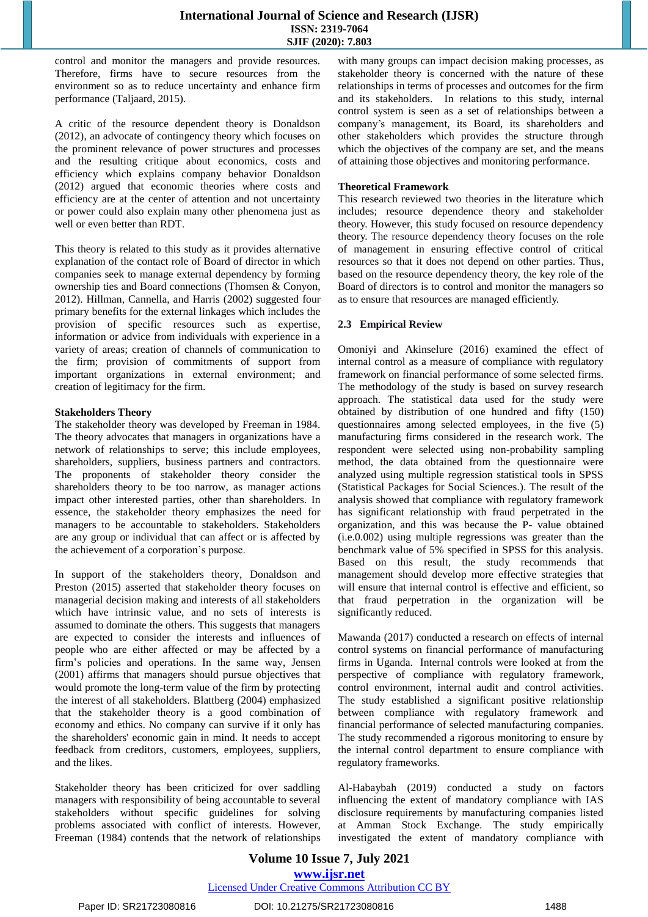control and monitor the managers and provide resources. Therefore, firms have to secure resources from the environment so as to reduce uncertainty and enhance firm performance (Taljaard, 2015).

A critic of the resource dependent theory is Donaldson (2012), an advocate of contingency theory which focuses on the prominent relevance of power structures and processes and the resulting critique about economics, costs and efficiency which explains company behavior Donaldson (2012) argued that economic theories where costs and efficiency are at the center of attention and not uncertainty or power could also explain many other phenomena just as well or even better than RDT.

This theory is related to this study as it provides alternative explanation of the contact role of Board of director in which companies seek to manage external dependency by forming ownership ties and Board connections (Thomsen & Conyon, 2012). Hillman, Cannella, and Harris (2002) suggested four primary benefits for the external linkages which includes the provision of specific resources such as expertise, information or advice from individuals with experience in a variety of areas; creation of channels of communication to the firm; provision of commitments of support from important organizations in external environment; and creation of legitimacy for the firm.

**Stakeholders Theory**

The stakeholder theory was developed by Freeman in 1984. The theory advocates that managers in organizations have a network of relationships to serve; this include employees, shareholders, suppliers, business partners and contractors. The proponents of stakeholder theory consider the shareholders theory to be too narrow, as manager actions impact other interested parties, other than shareholders. In essence, the stakeholder theory emphasizes the need for managers to be accountable to stakeholders. Stakeholders are any group or individual that can affect or is affected by the achievement of a corporation's purpose.

In support of the stakeholders theory, Donaldson and Preston (2015) asserted that stakeholder theory focuses on managerial decision making and interests of all stakeholders which have intrinsic value, and no sets of interests is assumed to dominate the others. This suggests that managers are expected to consider the interests and influences of people who are either affected or may be affected by a firm's policies and operations. In the same way, Jensen (2001) affirms that managers should pursue objectives that would promote the long-term value of the firm by protecting the interest of all stakeholders. Blattberg (2004) emphasized that the stakeholder theory is a good combination of economy and ethics. No company can survive if it only has the shareholders' economic gain in mind. It needs to accept feedback from creditors, customers, employees, suppliers, and the likes.

Stakeholder theory has been criticized for over saddling managers with responsibility of being accountable to several stakeholders without specific guidelines for solving problems associated with conflict of interests. However, Freeman (1984) contends that the network of relationships with many groups can impact decision making processes, as stakeholder theory is concerned with the nature of these relationships in terms of processes and outcomes for the firm and its stakeholders. In relations to this study, internal control system is seen as a set of relationships between a company's management, its Board, its shareholders and other stakeholders which provides the structure through which the objectives of the company are set, and the means of attaining those objectives and monitoring performance.

**Theoretical Framework**

This research reviewed two theories in the literature which includes; resource dependence theory and stakeholder theory. However, this study focused on resource dependency theory. The resource dependency theory focuses on the role of management in ensuring effective control of critical resources so that it does not depend on other parties. Thus, based on the resource dependency theory, the key role of the Board of directors is to control and monitor the managers so as to ensure that resources are managed efficiently.

### 2.3 Empirical Review

Omoniyi and Akinselure (2016) examined the effect of internal control as a measure of compliance with regulatory framework on financial performance of some selected firms. The methodology of the study is based on survey research approach. The statistical data used for the study were obtained by distribution of one hundred and fifty (150) questionnaires among selected employees, in the five (5) manufacturing firms considered in the research work. The respondent were selected using non-probability sampling method, the data obtained from the questionnaire were analyzed using multiple regression statistical tools in SPSS (Statistical Packages for Social Sciences.). The result of the analysis showed that compliance with regulatory framework has significant relationship with fraud perpetrated in the organization, and this was because the P- value obtained (i.e.0.002) using multiple regressions was greater than the benchmark value of 5% specified in SPSS for this analysis. Based on this result, the study recommends that management should develop more effective strategies that will ensure that internal control is effective and efficient, so that fraud perpetration in the organization will be significantly reduced.

Mawanda (2017) conducted a research on effects of internal control systems on financial performance of manufacturing firms in Uganda. Internal controls were looked at from the perspective of compliance with regulatory framework, control environment, internal audit and control activities. The study established a significant positive relationship between compliance with regulatory framework and financial performance of selected manufacturing companies. The study recommended a rigorous monitoring to ensure by the internal control department to ensure compliance with regulatory frameworks.

Al-Habaybah (2019) conducted a study on factors influencing the extent of mandatory compliance with IAS disclosure requirements by manufacturing companies listed at Amman Stock Exchange. The study empirically investigated the extent of mandatory compliance with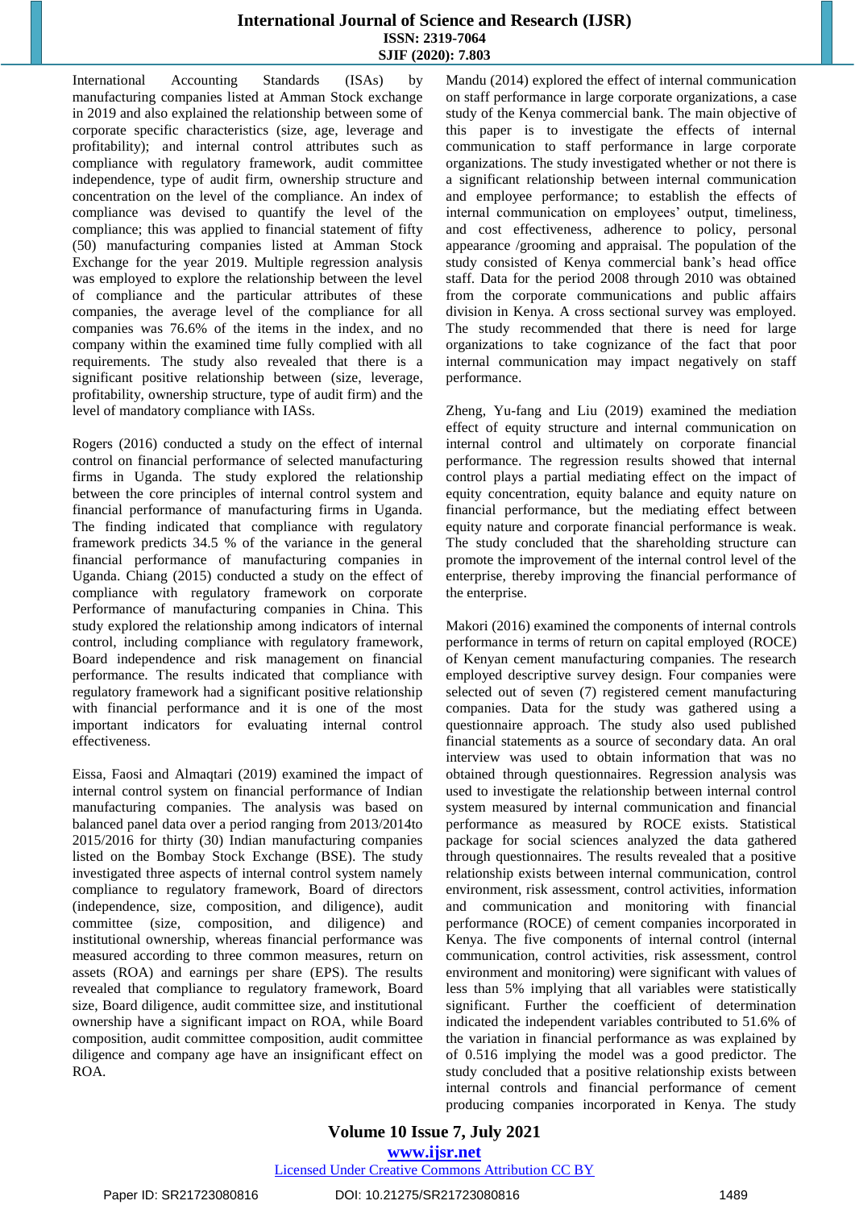International Accounting Standards (ISAs) by manufacturing companies listed at Amman Stock exchange in 2019 and also explained the relationship between some of corporate specific characteristics (size, age, leverage and profitability); and internal control attributes such as compliance with regulatory framework, audit committee independence, type of audit firm, ownership structure and concentration on the level of the compliance. An index of compliance was devised to quantify the level of the compliance; this was applied to financial statement of fifty (50) manufacturing companies listed at Amman Stock Exchange for the year 2019. Multiple regression analysis was employed to explore the relationship between the level of compliance and the particular attributes of these companies, the average level of the compliance for all companies was 76.6% of the items in the index, and no company within the examined time fully complied with all requirements. The study also revealed that there is a significant positive relationship between (size, leverage, profitability, ownership structure, type of audit firm) and the level of mandatory compliance with IASs.

Rogers (2016) conducted a study on the effect of internal control on financial performance of selected manufacturing firms in Uganda. The study explored the relationship between the core principles of internal control system and financial performance of manufacturing firms in Uganda. The finding indicated that compliance with regulatory framework predicts 34.5 % of the variance in the general financial performance of manufacturing companies in Uganda. Chiang (2015) conducted a study on the effect of compliance with regulatory framework on corporate Performance of manufacturing companies in China. This study explored the relationship among indicators of internal control, including compliance with regulatory framework, Board independence and risk management on financial performance. The results indicated that compliance with regulatory framework had a significant positive relationship with financial performance and it is one of the most important indicators for evaluating internal control effectiveness.

Eissa, Faosi and Almaqtari (2019) examined the impact of internal control system on financial performance of Indian manufacturing companies. The analysis was based on balanced panel data over a period ranging from 2013/2014to 2015/2016 for thirty (30) Indian manufacturing companies listed on the Bombay Stock Exchange (BSE). The study investigated three aspects of internal control system namely compliance to regulatory framework, Board of directors (independence, size, composition, and diligence), audit committee (size, composition, and diligence) and institutional ownership, whereas financial performance was measured according to three common measures, return on assets (ROA) and earnings per share (EPS). The results revealed that compliance to regulatory framework, Board size, Board diligence, audit committee size, and institutional ownership have a significant impact on ROA, while Board composition, audit committee composition, audit committee diligence and company age have an insignificant effect on ROA.

Mandu (2014) explored the effect of internal communication on staff performance in large corporate organizations, a case study of the Kenya commercial bank. The main objective of this paper is to investigate the effects of internal communication to staff performance in large corporate organizations. The study investigated whether or not there is a significant relationship between internal communication and employee performance; to establish the effects of internal communication on employees' output, timeliness, and cost effectiveness, adherence to policy, personal appearance /grooming and appraisal. The population of the study consisted of Kenya commercial bank's head office staff. Data for the period 2008 through 2010 was obtained from the corporate communications and public affairs division in Kenya. A cross sectional survey was employed. The study recommended that there is need for large organizations to take cognizance of the fact that poor internal communication may impact negatively on staff performance.

Zheng, Yu-fang and Liu (2019) examined the mediation effect of equity structure and internal communication on internal control and ultimately on corporate financial performance. The regression results showed that internal control plays a partial mediating effect on the impact of equity concentration, equity balance and equity nature on financial performance, but the mediating effect between equity nature and corporate financial performance is weak. The study concluded that the shareholding structure can promote the improvement of the internal control level of the enterprise, thereby improving the financial performance of the enterprise.

Makori (2016) examined the components of internal controls performance in terms of return on capital employed (ROCE) of Kenyan cement manufacturing companies. The research employed descriptive survey design. Four companies were selected out of seven (7) registered cement manufacturing companies. Data for the study was gathered using a questionnaire approach. The study also used published financial statements as a source of secondary data. An oral interview was used to obtain information that was no obtained through questionnaires. Regression analysis was used to investigate the relationship between internal control system measured by internal communication and financial performance as measured by ROCE exists. Statistical package for social sciences analyzed the data gathered through questionnaires. The results revealed that a positive relationship exists between internal communication, control environment, risk assessment, control activities, information and communication and monitoring with financial performance (ROCE) of cement companies incorporated in Kenya. The five components of internal control (internal communication, control activities, risk assessment, control environment and monitoring) were significant with values of less than 5% implying that all variables were statistically significant. Further the coefficient of determination indicated the independent variables contributed to 51.6% of the variation in financial performance as was explained by of 0.516 implying the model was a good predictor. The study concluded that a positive relationship exists between internal controls and financial performance of cement producing companies incorporated in Kenya. The study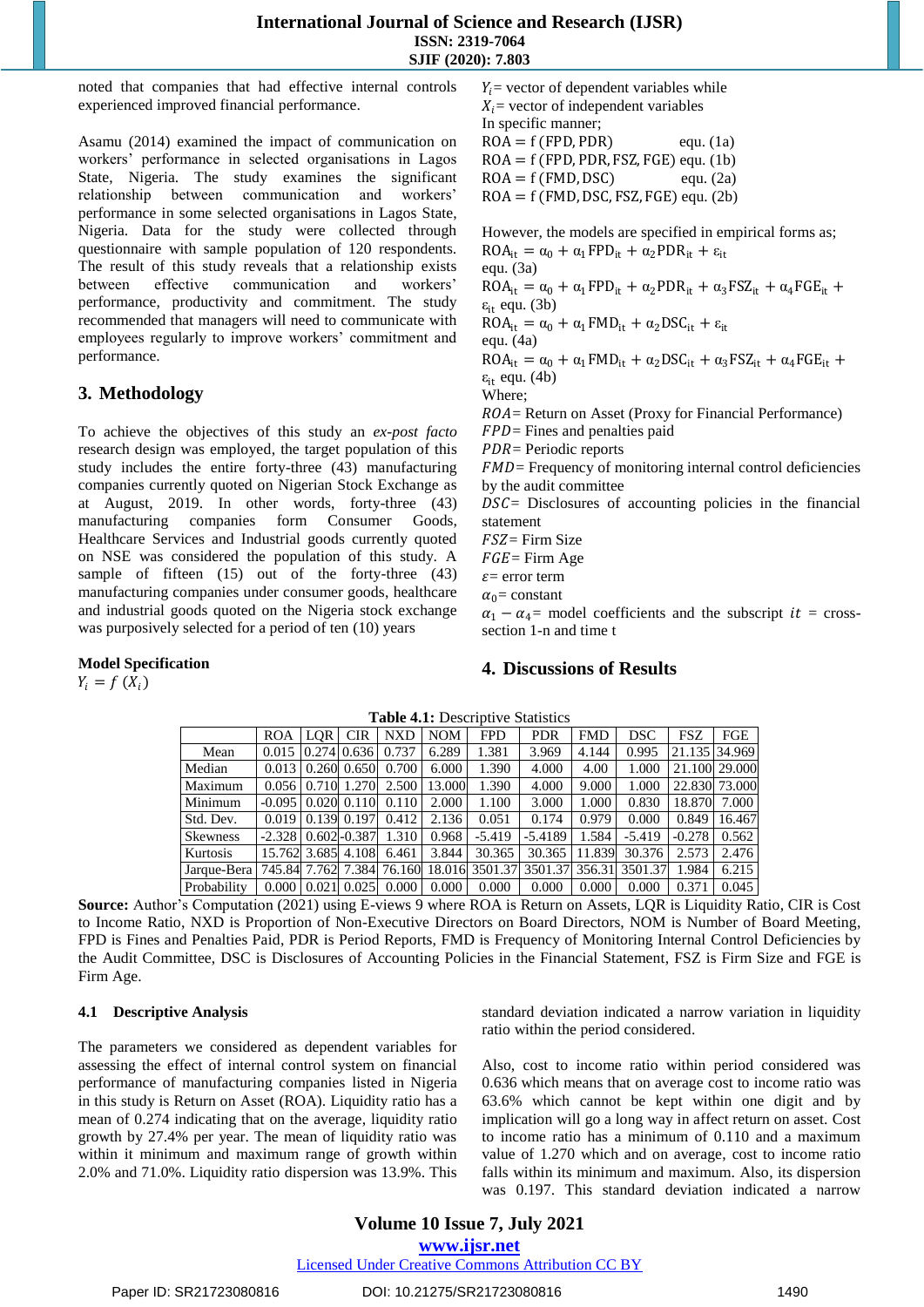noted that companies that had effective internal controls experienced improved financial performance.

Asamu (2014) examined the impact of communication on workers' performance in selected organisations in Lagos State, Nigeria. The study examines the significant relationship between communication and workers' performance in some selected organisations in Lagos State, Nigeria. Data for the study were collected through questionnaire with sample population of 120 respondents. The result of this study reveals that a relationship exists between effective communication and workers' performance, productivity and commitment. The study recommended that managers will need to communicate with employees regularly to improve workers' commitment and performance.

## 3. Methodology

To achieve the objectives of this study an *ex-post facto* research design was employed, the target population of this study includes the entire forty-three (43) manufacturing companies currently quoted on Nigerian Stock Exchange as at August, 2019. In other words, forty-three (43) manufacturing companies form Consumer Goods, Healthcare Services and Industrial goods currently quoted on NSE was considered the population of this study. A sample of fifteen (15) out of the forty-three (43) manufacturing companies under consumer goods, healthcare and industrial goods quoted on the Nigeria stock exchange was purposively selected for a period of ten (10) years

**Model Specification**

$Y_i = f\ (X_i)$

$Y_i$ = vector of dependent variables while

$X_i$ = vector of independent variables

In specific manner;

ROA = f (FPD, PDR) equ. (1a)

ROA = f (FPD, PDR, FSZ, FGE) equ. (1b)

ROA = f (FMD, DSC) equ. (2a)

ROA = f (FMD, DSC, FSZ, FGE) equ. (2b)

However, the models are specified in empirical forms as;

$ROA_{it} = \alpha_0 + \alpha_1 FPD_{it} + \alpha_2 PDR_{it} + \varepsilon_{it}$ equ. (3a)

$ROA_{it} = \alpha_0 + \alpha_1 FPD_{it} + \alpha_2 PDR_{it} + \alpha_3 FSZ_{it} + \alpha_4 FGE_{it} + \varepsilon_{it}$ equ. (3b)

$ROA_{it} = \alpha_0 + \alpha_1 FMD_{it} + \alpha_2 DSC_{it} + \varepsilon_{it}$ equ. (4a)

$ROA_{it} = \alpha_0 + \alpha_1 FMD_{it} + \alpha_2 DSC_{it} + \alpha_3 FSZ_{it} + \alpha_4 FGE_{it} + \varepsilon_{it}$ equ. (4b)

Where;

*ROA* = Return on Asset (Proxy for Financial Performance)

*FPD* = Fines and penalties paid

*PDR* = Periodic reports

*FMD* = Frequency of monitoring internal control deficiencies by the audit committee

*DSC* = Disclosures of accounting policies in the financial statement

*FSZ* = Firm Size

*FGE* = Firm Age

$\varepsilon$ = error term

$\alpha_0$ = constant

$\alpha_1 - \alpha_4$ = model coefficients and the subscript $it$ = cross-section 1-n and time t

## 4. Discussions of Results

**Table 4.1:** Descriptive Statistics

| | ROA | LQR | CIR | NXD | NOM | FPD | PDR | FMD | DSC | FSZ | FGE |
|---|---|---|---|---|---|---|---|---|---|---|---|
| Mean | 0.015 | 0.274 | 0.636 | 0.737 | 6.289 | 1.381 | 3.969 | 4.144 | 0.995 | 21.135 | 34.969 |
| Median | 0.013 | 0.260 | 0.650 | 0.700 | 6.000 | 1.390 | 4.000 | 4.00 | 1.000 | 21.100 | 29.000 |
| Maximum | 0.056 | 0.710 | 1.270 | 2.500 | 13.000 | 1.390 | 4.000 | 9.000 | 1.000 | 22.830 | 73.000 |
| Minimum | -0.095 | 0.020 | 0.110 | 0.110 | 2.000 | 1.100 | 3.000 | 1.000 | 0.830 | 18.870 | 7.000 |
| Std. Dev. | 0.019 | 0.139 | 0.197 | 0.412 | 2.136 | 0.051 | 0.174 | 0.979 | 0.000 | 0.849 | 16.467 |
| Skewness | -2.328 | 0.602 | -0.387 | 1.310 | 0.968 | -5.419 | -5.4189 | 1.584 | -5.419 | -0.278 | 0.562 |
| Kurtosis | 15.762 | 3.685 | 4.108 | 6.461 | 3.844 | 30.365 | 30.365 | 11.839 | 30.376 | 2.573 | 2.476 |
| Jarque-Bera | 745.84 | 7.762 | 7.384 | 76.160 | 18.016 | 3501.37 | 3501.37 | 356.31 | 3501.37 | 1.984 | 6.215 |
| Probability | 0.000 | 0.021 | 0.025 | 0.000 | 0.000 | 0.000 | 0.000 | 0.000 | 0.000 | 0.371 | 0.045 |

**Source:** Author's Computation (2021) using E-views 9 where ROA is Return on Assets, LQR is Liquidity Ratio, CIR is Cost to Income Ratio, NXD is Proportion of Non-Executive Directors on Board Directors, NOM is Number of Board Meeting, FPD is Fines and Penalties Paid, PDR is Period Reports, FMD is Frequency of Monitoring Internal Control Deficiencies by the Audit Committee, DSC is Disclosures of Accounting Policies in the Financial Statement, FSZ is Firm Size and FGE is Firm Age.

### 4.1 Descriptive Analysis

The parameters we considered as dependent variables for assessing the effect of internal control system on financial performance of manufacturing companies listed in Nigeria in this study is Return on Asset (ROA). Liquidity ratio has a mean of 0.274 indicating that on the average, liquidity ratio growth by 27.4% per year. The mean of liquidity ratio was within it minimum and maximum range of growth within 2.0% and 71.0%. Liquidity ratio dispersion was 13.9%. This standard deviation indicated a narrow variation in liquidity ratio within the period considered.

Also, cost to income ratio within period considered was 0.636 which means that on average cost to income ratio was 63.6% which cannot be kept within one digit and by implication will go a long way in affect return on asset. Cost to income ratio has a minimum of 0.110 and a maximum value of 1.270 which and on average, cost to income ratio falls within its minimum and maximum. Also, its dispersion was 0.197. This standard deviation indicated a narrow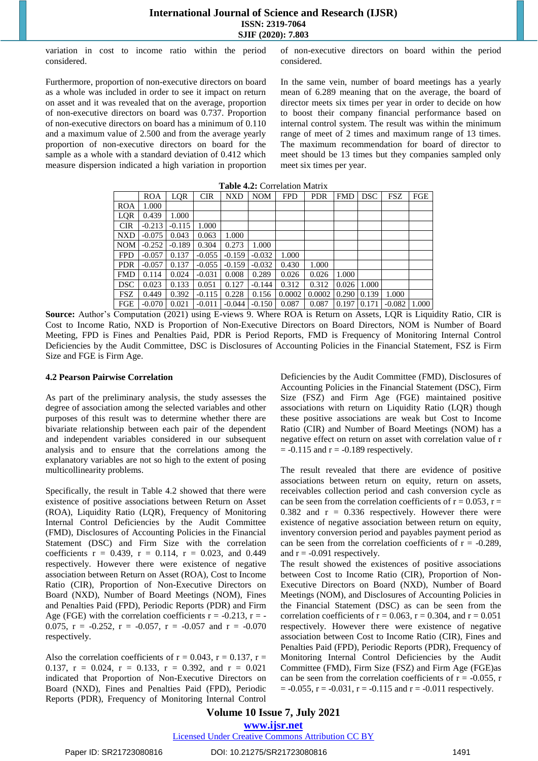variation in cost to income ratio within the period considered.

Furthermore, proportion of non-executive directors on board as a whole was included in order to see it impact on return on asset and it was revealed that on the average, proportion of non-executive directors on board was 0.737. Proportion of non-executive directors on board has a minimum of 0.110 and a maximum value of 2.500 and from the average yearly proportion of non-executive directors on board for the sample as a whole with a standard deviation of 0.412 which measure dispersion indicated a high variation in proportion of non-executive directors on board within the period considered.

In the same vein, number of board meetings has a yearly mean of 6.289 meaning that on the average, the board of director meets six times per year in order to decide on how to boost their company financial performance based on internal control system. The result was within the minimum range of meet of 2 times and maximum range of 13 times. The maximum recommendation for board of director to meet should be 13 times but they companies sampled only meet six times per year.

**Table 4.2:** Correlation Matrix

| | ROA | LQR | CIR | NXD | NOM | FPD | PDR | FMD | DSC | FSZ | FGE |
|---|---|---|---|---|---|---|---|---|---|---|---|
| ROA | 1.000 | | | | | | | | | | |
| LQR | 0.439 | 1.000 | | | | | | | | | |
| CIR | -0.213 | -0.115 | 1.000 | | | | | | | | |
| NXD | -0.075 | 0.043 | 0.063 | 1.000 | | | | | | | |
| NOM | -0.252 | -0.189 | 0.304 | 0.273 | 1.000 | | | | | | |
| FPD | -0.057 | 0.137 | -0.055 | -0.159 | -0.032 | 1.000 | | | | | |
| PDR | -0.057 | 0.137 | -0.055 | -0.159 | -0.032 | 0.430 | 1.000 | | | | |
| FMD | 0.114 | 0.024 | -0.031 | 0.008 | 0.289 | 0.026 | 0.026 | 1.000 | | | |
| DSC | 0.023 | 0.133 | 0.051 | 0.127 | -0.144 | 0.312 | 0.312 | 0.026 | 1.000 | | |
| FSZ | 0.449 | 0.392 | -0.115 | 0.228 | 0.156 | 0.0002 | 0.0002 | 0.290 | 0.139 | 1.000 | |
| FGE | -0.070 | 0.021 | -0.011 | -0.044 | -0.150 | 0.087 | 0.087 | 0.197 | 0.171 | -0.082 | 1.000 |

**Source:** Author's Computation (2021) using E-views 9. Where ROA is Return on Assets, LQR is Liquidity Ratio, CIR is Cost to Income Ratio, NXD is Proportion of Non-Executive Directors on Board Directors, NOM is Number of Board Meeting, FPD is Fines and Penalties Paid, PDR is Period Reports, FMD is Frequency of Monitoring Internal Control Deficiencies by the Audit Committee, DSC is Disclosures of Accounting Policies in the Financial Statement, FSZ is Firm Size and FGE is Firm Age.

### 4.2 Pearson Pairwise Correlation

As part of the preliminary analysis, the study assesses the degree of association among the selected variables and other purposes of this result was to determine whether there are bivariate relationship between each pair of the dependent and independent variables considered in our subsequent analysis and to ensure that the correlations among the explanatory variables are not so high to the extent of posing multicollinearity problems.

Specifically, the result in Table 4.2 showed that there were existence of positive associations between Return on Asset (ROA), Liquidity Ratio (LQR), Frequency of Monitoring Internal Control Deficiencies by the Audit Committee (FMD), Disclosures of Accounting Policies in the Financial Statement (DSC) and Firm Size with the correlation coefficients r = 0.439, r = 0.114, r = 0.023, and 0.449 respectively. However there were existence of negative association between Return on Asset (ROA), Cost to Income Ratio (CIR), Proportion of Non-Executive Directors on Board (NXD), Number of Board Meetings (NOM), Fines and Penalties Paid (FPD), Periodic Reports (PDR) and Firm Age (FGE) with the correlation coefficients r = -0.213, r = -0.075, r = -0.252, r = -0.057, r = -0.057 and r = -0.070 respectively.

Also the correlation coefficients of r = 0.043, r = 0.137, r = 0.137, r = 0.024, r = 0.133, r = 0.392, and r = 0.021 indicated that Proportion of Non-Executive Directors on Board (NXD), Fines and Penalties Paid (FPD), Periodic Reports (PDR), Frequency of Monitoring Internal Control Deficiencies by the Audit Committee (FMD), Disclosures of Accounting Policies in the Financial Statement (DSC), Firm Size (FSZ) and Firm Age (FGE) maintained positive associations with return on Liquidity Ratio (LQR) though these positive associations are weak but Cost to Income Ratio (CIR) and Number of Board Meetings (NOM) has a negative effect on return on asset with correlation value of r = -0.115 and r = -0.189 respectively.

The result revealed that there are evidence of positive associations between return on equity, return on assets, receivables collection period and cash conversion cycle as can be seen from the correlation coefficients of r = 0.053, r = 0.382 and r = 0.336 respectively. However there were existence of negative association between return on equity, inventory conversion period and payables payment period as can be seen from the correlation coefficients of r = -0.289, and r = -0.091 respectively.

The result showed the existences of positive associations between Cost to Income Ratio (CIR), Proportion of Non-Executive Directors on Board (NXD), Number of Board Meetings (NOM), and Disclosures of Accounting Policies in the Financial Statement (DSC) as can be seen from the correlation coefficients of r = 0.063, r = 0.304, and r = 0.051 respectively. However there were existence of negative association between Cost to Income Ratio (CIR), Fines and Penalties Paid (FPD), Periodic Reports (PDR), Frequency of Monitoring Internal Control Deficiencies by the Audit Committee (FMD), Firm Size (FSZ) and Firm Age (FGE)as can be seen from the correlation coefficients of r = -0.055, r = -0.055, r = -0.031, r = -0.115 and r = -0.011 respectively.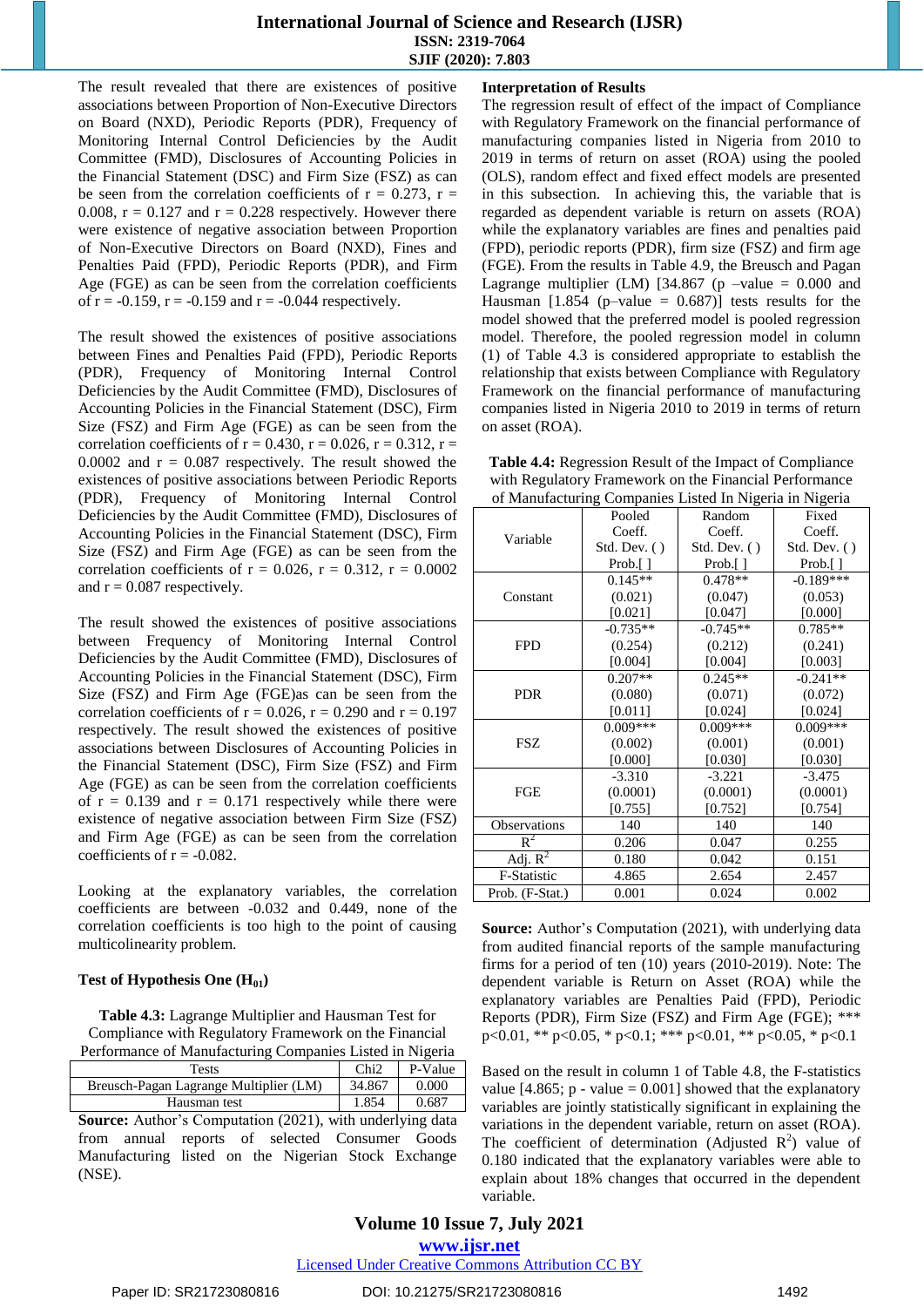The result revealed that there are existences of positive associations between Proportion of Non-Executive Directors on Board (NXD), Periodic Reports (PDR), Frequency of Monitoring Internal Control Deficiencies by the Audit Committee (FMD), Disclosures of Accounting Policies in the Financial Statement (DSC) and Firm Size (FSZ) as can be seen from the correlation coefficients of r = 0.273, r = 0.008, r = 0.127 and r = 0.228 respectively. However there were existence of negative association between Proportion of Non-Executive Directors on Board (NXD), Fines and Penalties Paid (FPD), Periodic Reports (PDR), and Firm Age (FGE) as can be seen from the correlation coefficients of r = -0.159, r = -0.159 and r = -0.044 respectively.

The result showed the existences of positive associations between Fines and Penalties Paid (FPD), Periodic Reports (PDR), Frequency of Monitoring Internal Control Deficiencies by the Audit Committee (FMD), Disclosures of Accounting Policies in the Financial Statement (DSC), Firm Size (FSZ) and Firm Age (FGE) as can be seen from the correlation coefficients of r = 0.430, r = 0.026, r = 0.312, r = 0.0002 and r = 0.087 respectively. The result showed the existences of positive associations between Periodic Reports (PDR), Frequency of Monitoring Internal Control Deficiencies by the Audit Committee (FMD), Disclosures of Accounting Policies in the Financial Statement (DSC), Firm Size (FSZ) and Firm Age (FGE) as can be seen from the correlation coefficients of r = 0.026, r = 0.312, r = 0.0002 and r = 0.087 respectively.

The result showed the existences of positive associations between Frequency of Monitoring Internal Control Deficiencies by the Audit Committee (FMD), Disclosures of Accounting Policies in the Financial Statement (DSC), Firm Size (FSZ) and Firm Age (FGE)as can be seen from the correlation coefficients of r = 0.026, r = 0.290 and r = 0.197 respectively. The result showed the existences of positive associations between Disclosures of Accounting Policies in the Financial Statement (DSC), Firm Size (FSZ) and Firm Age (FGE) as can be seen from the correlation coefficients of r = 0.139 and r = 0.171 respectively while there were existence of negative association between Firm Size (FSZ) and Firm Age (FGE) as can be seen from the correlation coefficients of r = -0.082.

Looking at the explanatory variables, the correlation coefficients are between -0.032 and 0.449, none of the correlation coefficients is too high to the point of causing multicolinearity problem.

**Test of Hypothesis One ($H_{01}$)**

**Table 4.3:** Lagrange Multiplier and Hausman Test for Compliance with Regulatory Framework on the Financial Performance of Manufacturing Companies Listed in Nigeria

| Tests | Chi2 | P-Value |
|---|---|---|
| Breusch-Pagan Lagrange Multiplier (LM) | 34.867 | 0.000 |
| Hausman test | 1.854 | 0.687 |

**Source:** Author's Computation (2021), with underlying data from annual reports of selected Consumer Goods Manufacturing listed on the Nigerian Stock Exchange (NSE).

**Interpretation of Results**

The regression result of effect of the impact of Compliance with Regulatory Framework on the financial performance of manufacturing companies listed in Nigeria from 2010 to 2019 in terms of return on asset (ROA) using the pooled (OLS), random effect and fixed effect models are presented in this subsection. In achieving this, the variable that is regarded as dependent variable is return on assets (ROA) while the explanatory variables are fines and penalties paid (FPD), periodic reports (PDR), firm size (FSZ) and firm age (FGE). From the results in Table 4.9, the Breusch and Pagan Lagrange multiplier (LM) [34.867 (p –value = 0.000 and Hausman [1.854 (p–value = 0.687)] tests results for the model showed that the preferred model is pooled regression model. Therefore, the pooled regression model in column (1) of Table 4.3 is considered appropriate to establish the relationship that exists between Compliance with Regulatory Framework on the financial performance of manufacturing companies listed in Nigeria 2010 to 2019 in terms of return on asset (ROA).

**Table 4.4:** Regression Result of the Impact of Compliance with Regulatory Framework on the Financial Performance of Manufacturing Companies Listed In Nigeria in Nigeria

| Variable | Pooled Coeff. Std. Dev. ( ) Prob.[ ] | Random Coeff. Std. Dev. ( ) Prob.[ ] | Fixed Coeff. Std. Dev. ( ) Prob.[ ] |
|---|---|---|---|
| Constant | 0.145** (0.021) [0.021] | 0.478** (0.047) [0.047] | -0.189*** (0.053) [0.000] |
| FPD | -0.735** (0.254) [0.004] | -0.745** (0.212) [0.004] | 0.785** (0.241) [0.003] |
| PDR | 0.207** (0.080) [0.011] | 0.245** (0.071) [0.024] | -0.241** (0.072) [0.024] |
| FSZ | 0.009*** (0.002) [0.000] | 0.009*** (0.001) [0.030] | 0.009*** (0.001) [0.030] |
| FGE | -3.310 (0.0001) [0.755] | -3.221 (0.0001) [0.752] | -3.475 (0.0001) [0.754] |
| Observations | 140 | 140 | 140 |
| $R^2$ | 0.206 | 0.047 | 0.255 |
| Adj. $R^2$ | 0.180 | 0.042 | 0.151 |
| F-Statistic | 4.865 | 2.654 | 2.457 |
| Prob. (F-Stat.) | 0.001 | 0.024 | 0.002 |

**Source:** Author's Computation (2021), with underlying data from audited financial reports of the sample manufacturing firms for a period of ten (10) years (2010-2019). Note: The dependent variable is Return on Asset (ROA) while the explanatory variables are Penalties Paid (FPD), Periodic Reports (PDR), Firm Size (FSZ) and Firm Age (FGE); *** p<0.01, ** p<0.05, * p<0.1; *** p<0.01, ** p<0.05, * p<0.1

Based on the result in column 1 of Table 4.8, the F-statistics value [4.865; p - value = 0.001] showed that the explanatory variables are jointly statistically significant in explaining the variations in the dependent variable, return on asset (ROA). The coefficient of determination (Adjusted $R^2$) value of 0.180 indicated that the explanatory variables were able to explain about 18% changes that occurred in the dependent variable.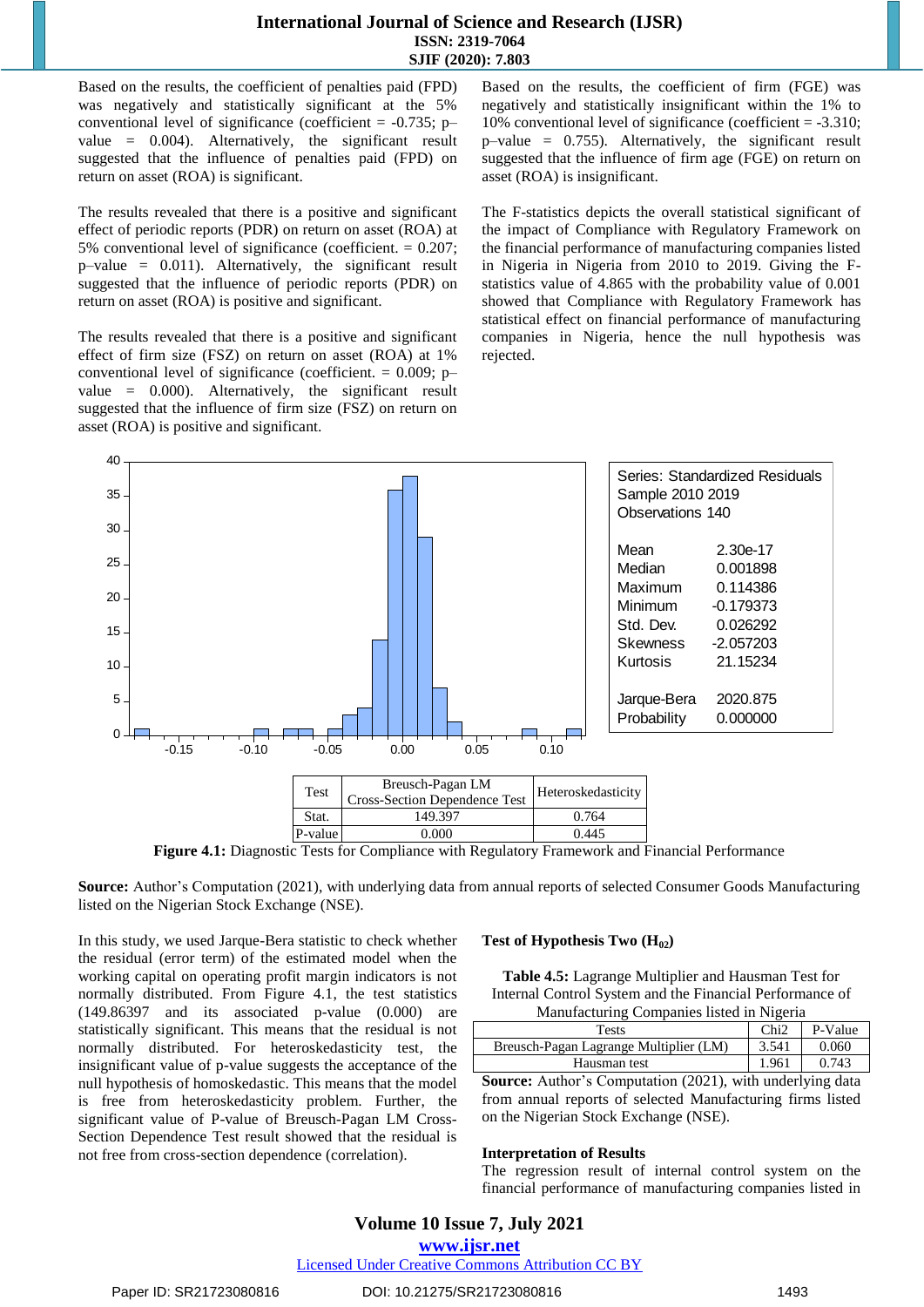Based on the results, the coefficient of penalties paid (FPD) was negatively and statistically significant at the 5% conventional level of significance (coefficient = -0.735; p–value = 0.004). Alternatively, the significant result suggested that the influence of penalties paid (FPD) on return on asset (ROA) is significant.

The results revealed that there is a positive and significant effect of periodic reports (PDR) on return on asset (ROA) at 5% conventional level of significance (coefficient. = 0.207; p–value = 0.011). Alternatively, the significant result suggested that the influence of periodic reports (PDR) on return on asset (ROA) is positive and significant.

The results revealed that there is a positive and significant effect of firm size (FSZ) on return on asset (ROA) at 1% conventional level of significance (coefficient. = 0.009; p–value = 0.000). Alternatively, the significant result suggested that the influence of firm size (FSZ) on return on asset (ROA) is positive and significant.

Based on the results, the coefficient of firm (FGE) was negatively and statistically insignificant within the 1% to 10% conventional level of significance (coefficient = -3.310; p–value = 0.755). Alternatively, the significant result suggested that the influence of firm age (FGE) on return on asset (ROA) is insignificant.

The F-statistics depicts the overall statistical significant of the impact of Compliance with Regulatory Framework on the financial performance of manufacturing companies listed in Nigeria in Nigeria from 2010 to 2019. Giving the F-statistics value of 4.865 with the probability value of 0.001 showed that Compliance with Regulatory Framework has statistical effect on financial performance of manufacturing companies in Nigeria, hence the null hypothesis was rejected.

| Series: Standardized Residuals | |
|---|---|
| Sample 2010 2019 | |
| Observations 140 | |
| Mean | 2.30e-17 |
| Median | 0.001898 |
| Maximum | 0.114386 |
| Minimum | -0.179373 |
| Std. Dev. | 0.026292 |
| Skewness | -2.057203 |
| Kurtosis | 21.15234 |
| Jarque-Bera | 2020.875 |
| Probability | 0.000000 |

| Test | Breusch-Pagan LM Cross-Section Dependence Test | Heteroskedasticity |
|---|---|---|
| Stat. | 149.397 | 0.764 |
| P-value | 0.000 | 0.445 |

**Figure 4.1:** Diagnostic Tests for Compliance with Regulatory Framework and Financial Performance

**Source:** Author's Computation (2021), with underlying data from annual reports of selected Consumer Goods Manufacturing listed on the Nigerian Stock Exchange (NSE).

In this study, we used Jarque-Bera statistic to check whether the residual (error term) of the estimated model when the working capital on operating profit margin indicators is not normally distributed. From Figure 4.1, the test statistics (149.86397 and its associated p-value (0.000) are statistically significant. This means that the residual is not normally distributed. For heteroskedasticity test, the insignificant value of p-value suggests the acceptance of the null hypothesis of homoskedastic. This means that the model is free from heteroskedasticity problem. Further, the significant value of P-value of Breusch-Pagan LM Cross-Section Dependence Test result showed that the residual is not free from cross-section dependence (correlation).

**Test of Hypothesis Two ($H_{02}$)**

**Table 4.5:** Lagrange Multiplier and Hausman Test for Internal Control System and the Financial Performance of Manufacturing Companies listed in Nigeria

| Tests | Chi2 | P-Value |
|---|---|---|
| Breusch-Pagan Lagrange Multiplier (LM) | 3.541 | 0.060 |
| Hausman test | 1.961 | 0.743 |

**Source:** Author's Computation (2021), with underlying data from annual reports of selected Manufacturing firms listed on the Nigerian Stock Exchange (NSE).

**Interpretation of Results**

The regression result of internal control system on the financial performance of manufacturing companies listed in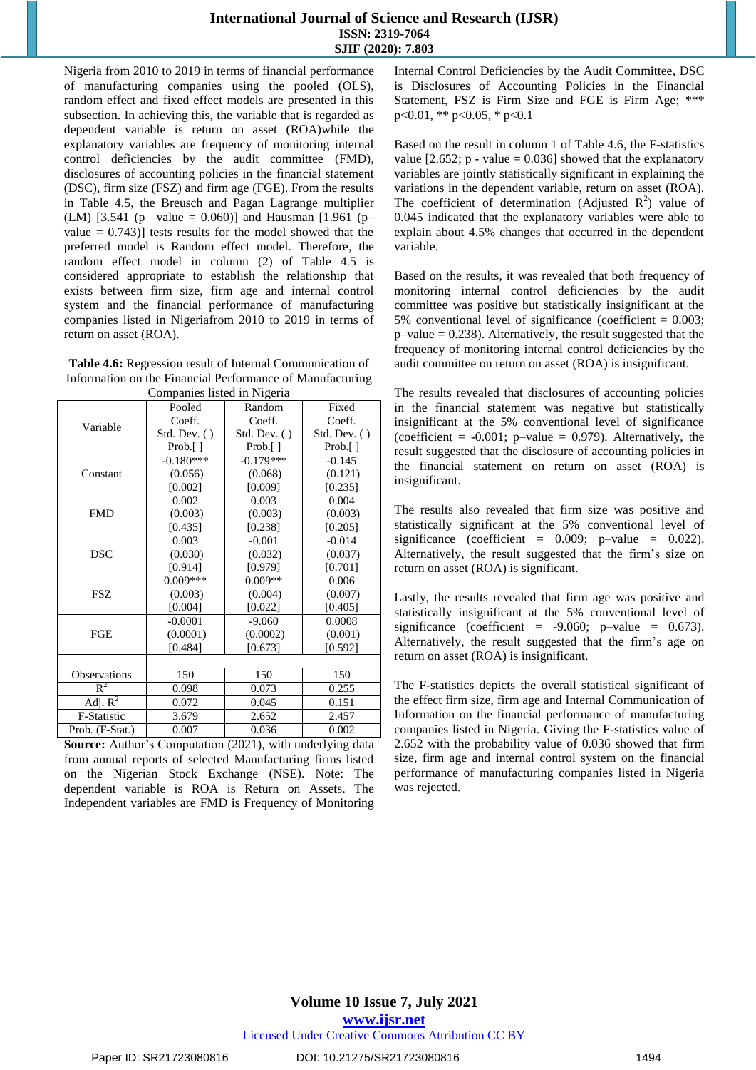Nigeria from 2010 to 2019 in terms of financial performance of manufacturing companies using the pooled (OLS), random effect and fixed effect models are presented in this subsection. In achieving this, the variable that is regarded as dependent variable is return on asset (ROA)while the explanatory variables are frequency of monitoring internal control deficiencies by the audit committee (FMD), disclosures of accounting policies in the financial statement (DSC), firm size (FSZ) and firm age (FGE). From the results in Table 4.5, the Breusch and Pagan Lagrange multiplier (LM) [3.541 (p –value = 0.060)] and Hausman [1.961 (p–value = 0.743)] tests results for the model showed that the preferred model is Random effect model. Therefore, the random effect model in column (2) of Table 4.5 is considered appropriate to establish the relationship that exists between firm size, firm age and internal control system and the financial performance of manufacturing companies listed in Nigeriafrom 2010 to 2019 in terms of return on asset (ROA).

**Table 4.6:** Regression result of Internal Communication of Information on the Financial Performance of Manufacturing Companies listed in Nigeria

| Variable | Pooled Coeff. Std. Dev. ( ) Prob.[ ] | Random Coeff. Std. Dev. ( ) Prob.[ ] | Fixed Coeff. Std. Dev. ( ) Prob.[ ] |
|---|---|---|---|
| Constant | -0.180*** (0.056) [0.002] | -0.179*** (0.068) [0.009] | -0.145 (0.121) [0.235] |
| FMD | 0.002 (0.003) [0.435] | 0.003 (0.003) [0.238] | 0.004 (0.003) [0.205] |
| DSC | 0.003 (0.030) [0.914] | -0.001 (0.032) [0.979] | -0.014 (0.037) [0.701] |
| FSZ | 0.009*** (0.003) [0.004] | 0.009** (0.004) [0.022] | 0.006 (0.007) [0.405] |
| FGE | -0.0001 (0.0001) [0.484] | -9.060 (0.0002) [0.673] | 0.0008 (0.001) [0.592] |
| | | | |
| Observations | 150 | 150 | 150 |
| $R^2$ | 0.098 | 0.073 | 0.255 |
| Adj. $R^2$ | 0.072 | 0.045 | 0.151 |
| F-Statistic | 3.679 | 2.652 | 2.457 |
| Prob. (F-Stat.) | 0.007 | 0.036 | 0.002 |

**Source:** Author's Computation (2021), with underlying data from annual reports of selected Manufacturing firms listed on the Nigerian Stock Exchange (NSE). Note: The dependent variable is ROA is Return on Assets. The Independent variables are FMD is Frequency of Monitoring Internal Control Deficiencies by the Audit Committee, DSC is Disclosures of Accounting Policies in the Financial Statement, FSZ is Firm Size and FGE is Firm Age; *** p<0.01, ** p<0.05, * p<0.1

Based on the result in column 1 of Table 4.6, the F-statistics value [2.652; p - value = 0.036] showed that the explanatory variables are jointly statistically significant in explaining the variations in the dependent variable, return on asset (ROA). The coefficient of determination (Adjusted $R^2$) value of 0.045 indicated that the explanatory variables were able to explain about 4.5% changes that occurred in the dependent variable.

Based on the results, it was revealed that both frequency of monitoring internal control deficiencies by the audit committee was positive but statistically insignificant at the 5% conventional level of significance (coefficient = 0.003; p–value = 0.238). Alternatively, the result suggested that the frequency of monitoring internal control deficiencies by the audit committee on return on asset (ROA) is insignificant.

The results revealed that disclosures of accounting policies in the financial statement was negative but statistically insignificant at the 5% conventional level of significance (coefficient = -0.001; p–value = 0.979). Alternatively, the result suggested that the disclosure of accounting policies in the financial statement on return on asset (ROA) is insignificant.

The results also revealed that firm size was positive and statistically significant at the 5% conventional level of significance (coefficient = 0.009; p–value = 0.022). Alternatively, the result suggested that the firm's size on return on asset (ROA) is significant.

Lastly, the results revealed that firm age was positive and statistically insignificant at the 5% conventional level of significance (coefficient = -9.060; p–value = 0.673). Alternatively, the result suggested that the firm's age on return on asset (ROA) is insignificant.

The F-statistics depicts the overall statistical significant of the effect firm size, firm age and Internal Communication of Information on the financial performance of manufacturing companies listed in Nigeria. Giving the F-statistics value of 2.652 with the probability value of 0.036 showed that firm size, firm age and internal control system on the financial performance of manufacturing companies listed in Nigeria was rejected.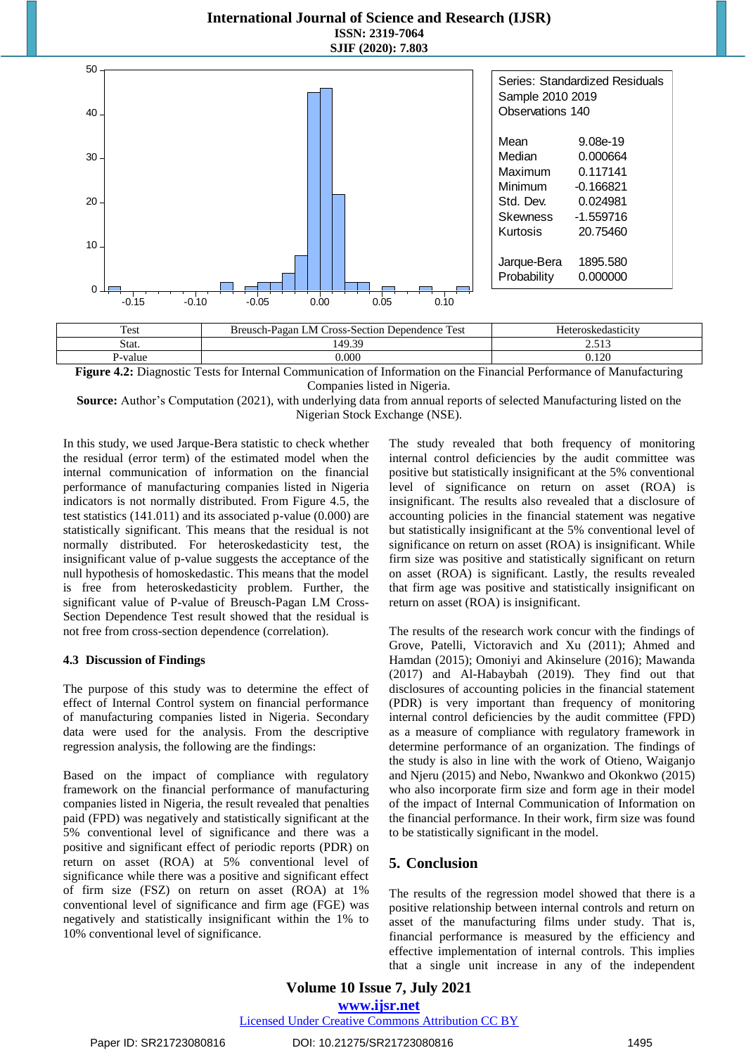| Series: Standardized Residuals | |
|---|---|
| Sample 2010 2019 | |
| Observations 140 | |
| Mean | 9.08e-19 |
| Median | 0.000664 |
| Maximum | 0.117141 |
| Minimum | -0.166821 |
| Std. Dev. | 0.024981 |
| Skewness | -1.559716 |
| Kurtosis | 20.75460 |
| Jarque-Bera | 1895.580 |
| Probability | 0.000000 |

| Test | Breusch-Pagan LM Cross-Section Dependence Test | Heteroskedasticity |
|---|---|---|
| Stat. | 149.39 | 2.513 |
| P-value | 0.000 | 0.120 |

**Figure 4.2:** Diagnostic Tests for Internal Communication of Information on the Financial Performance of Manufacturing Companies listed in Nigeria.

**Source:** Author's Computation (2021), with underlying data from annual reports of selected Manufacturing listed on the Nigerian Stock Exchange (NSE).

In this study, we used Jarque-Bera statistic to check whether the residual (error term) of the estimated model when the internal communication of information on the financial performance of manufacturing companies listed in Nigeria indicators is not normally distributed. From Figure 4.5, the test statistics (141.011) and its associated p-value (0.000) are statistically significant. This means that the residual is not normally distributed. For heteroskedasticity test, the insignificant value of p-value suggests the acceptance of the null hypothesis of homoskedastic. This means that the model is free from heteroskedasticity problem. Further, the significant value of P-value of Breusch-Pagan LM Cross-Section Dependence Test result showed that the residual is not free from cross-section dependence (correlation).

### 4.3 Discussion of Findings

The purpose of this study was to determine the effect of effect of Internal Control system on financial performance of manufacturing companies listed in Nigeria. Secondary data were used for the analysis. From the descriptive regression analysis, the following are the findings:

Based on the impact of compliance with regulatory framework on the financial performance of manufacturing companies listed in Nigeria, the result revealed that penalties paid (FPD) was negatively and statistically significant at the 5% conventional level of significance and there was a positive and significant effect of periodic reports (PDR) on return on asset (ROA) at 5% conventional level of significance while there was a positive and significant effect of firm size (FSZ) on return on asset (ROA) at 1% conventional level of significance and firm age (FGE) was negatively and statistically insignificant within the 1% to 10% conventional level of significance.

The study revealed that both frequency of monitoring internal control deficiencies by the audit committee was positive but statistically insignificant at the 5% conventional level of significance on return on asset (ROA) is insignificant. The results also revealed that a disclosure of accounting policies in the financial statement was negative but statistically insignificant at the 5% conventional level of significance on return on asset (ROA) is insignificant. While firm size was positive and statistically significant on return on asset (ROA) is significant. Lastly, the results revealed that firm age was positive and statistically insignificant on return on asset (ROA) is insignificant.

The results of the research work concur with the findings of Grove, Patelli, Victoravich and Xu (2011); Ahmed and Hamdan (2015); Omoniyi and Akinselure (2016); Mawanda (2017) and Al-Habaybah (2019). They find out that disclosures of accounting policies in the financial statement (PDR) is very important than frequency of monitoring internal control deficiencies by the audit committee (FPD) as a measure of compliance with regulatory framework in determine performance of an organization. The findings of the study is also in line with the work of Otieno, Waiganjo and Njeru (2015) and Nebo, Nwankwo and Okonkwo (2015) who also incorporate firm size and form age in their model of the impact of Internal Communication of Information on the financial performance. In their work, firm size was found to be statistically significant in the model.

## 5. Conclusion

The results of the regression model showed that there is a positive relationship between internal controls and return on asset of the manufacturing films under study. That is, financial performance is measured by the efficiency and effective implementation of internal controls. This implies that a single unit increase in any of the independent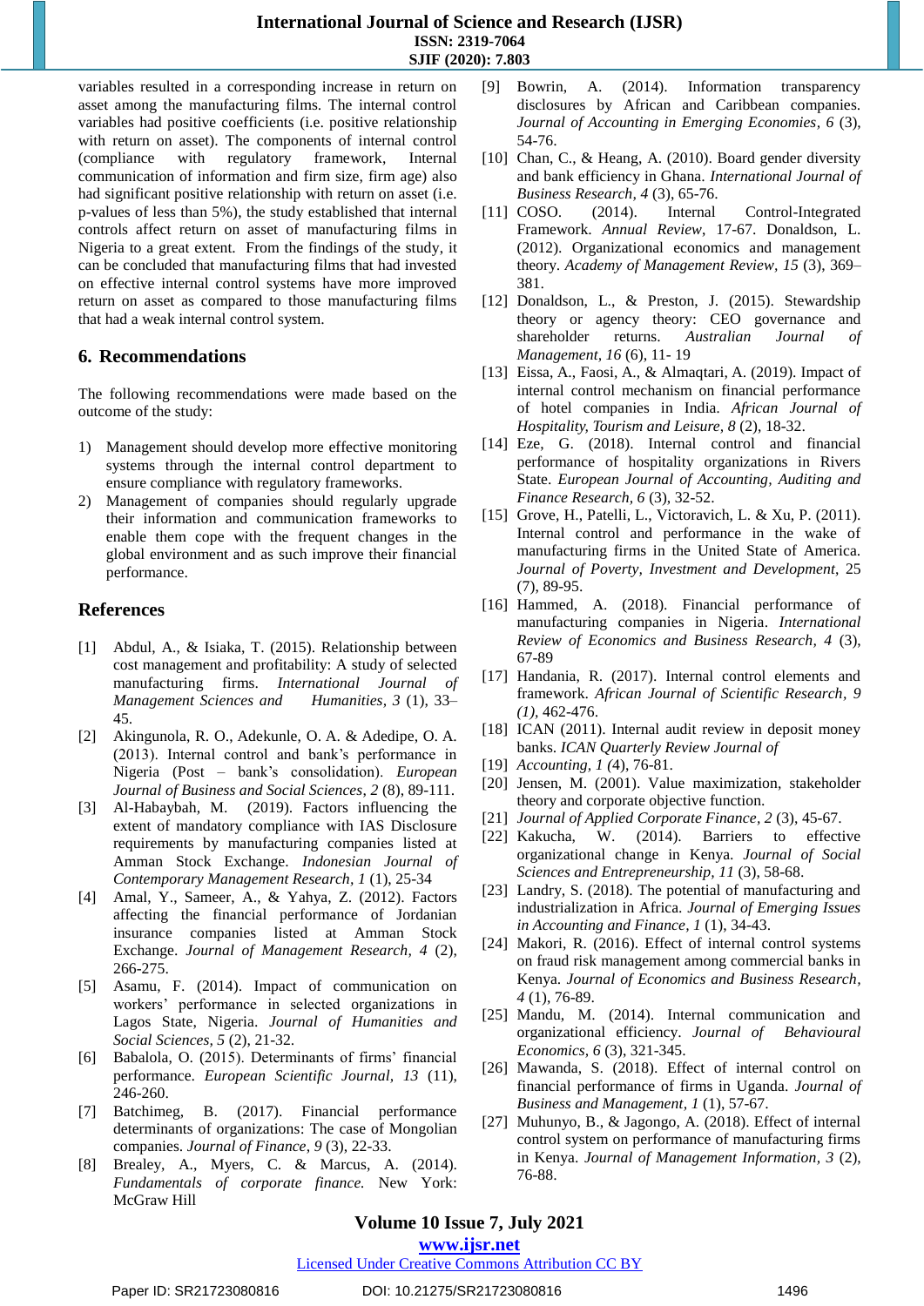variables resulted in a corresponding increase in return on asset among the manufacturing films. The internal control variables had positive coefficients (i.e. positive relationship with return on asset). The components of internal control (compliance with regulatory framework, Internal communication of information and firm size, firm age) also had significant positive relationship with return on asset (i.e. p-values of less than 5%), the study established that internal controls affect return on asset of manufacturing films in Nigeria to a great extent. From the findings of the study, it can be concluded that manufacturing films that had invested on effective internal control systems have more improved return on asset as compared to those manufacturing films that had a weak internal control system.

## 6. Recommendations

The following recommendations were made based on the outcome of the study:

1) Management should develop more effective monitoring systems through the internal control department to ensure compliance with regulatory frameworks.
2) Management of companies should regularly upgrade their information and communication frameworks to enable them cope with the frequent changes in the global environment and as such improve their financial performance.

## References

[1] Abdul, A., & Isiaka, T. (2015). Relationship between cost management and profitability: A study of selected manufacturing firms. *International Journal of Management Sciences and Humanities, 3* (1), 33–45.

[2] Akingunola, R. O., Adekunle, O. A. & Adedipe, O. A. (2013). Internal control and bank's performance in Nigeria (Post – bank's consolidation). *European Journal of Business and Social Sciences, 2* (8), 89-111.

[3] Al-Habaybah, M. (2019). Factors influencing the extent of mandatory compliance with IAS Disclosure requirements by manufacturing companies listed at Amman Stock Exchange. *Indonesian Journal of Contemporary Management Research, 1* (1), 25-34

[4] Amal, Y., Sameer, A., & Yahya, Z. (2012). Factors affecting the financial performance of Jordanian insurance companies listed at Amman Stock Exchange. *Journal of Management Research, 4* (2), 266-275.

[5] Asamu, F. (2014). Impact of communication on workers' performance in selected organizations in Lagos State, Nigeria. *Journal of Humanities and Social Sciences, 5* (2), 21-32.

[6] Babalola, O. (2015). Determinants of firms' financial performance. *European Scientific Journal, 13* (11), 246-260.

[7] Batchimeg, B. (2017). Financial performance determinants of organizations: The case of Mongolian companies. *Journal of Finance, 9* (3), 22-33.

[8] Brealey, A., Myers, C. & Marcus, A. (2014). *Fundamentals of corporate finance.* New York: McGraw Hill

[9] Bowrin, A. (2014). Information transparency disclosures by African and Caribbean companies. *Journal of Accounting in Emerging Economies, 6* (3), 54-76.

[10] Chan, C., & Heang, A. (2010). Board gender diversity and bank efficiency in Ghana. *International Journal of Business Research, 4* (3), 65-76.

[11] COSO. (2014). Internal Control-Integrated Framework. *Annual Review*, 17-67. Donaldson, L. (2012). Organizational economics and management theory. *Academy of Management Review, 15* (3), 369–381.

[12] Donaldson, L., & Preston, J. (2015). Stewardship theory or agency theory: CEO governance and shareholder returns. *Australian Journal of Management, 16* (6), 11- 19

[13] Eissa, A., Faosi, A., & Almaqtari, A. (2019). Impact of internal control mechanism on financial performance of hotel companies in India. *African Journal of Hospitality, Tourism and Leisure, 8* (2), 18-32.

[14] Eze, G. (2018). Internal control and financial performance of hospitality organizations in Rivers State. *European Journal of Accounting, Auditing and Finance Research, 6* (3), 32-52.

[15] Grove, H., Patelli, L., Victoravich, L. & Xu, P. (2011). Internal control and performance in the wake of manufacturing firms in the United State of America. *Journal of Poverty, Investment and Development*, 25 (7), 89-95.

[16] Hammed, A. (2018). Financial performance of manufacturing companies in Nigeria. *International Review of Economics and Business Research, 4* (3), 67-89

[17] Handania, R. (2017). Internal control elements and framework. *African Journal of Scientific Research, 9 (1)*, 462-476.

[18] ICAN (2011). Internal audit review in deposit money banks. *ICAN Quarterly Review Journal of*

[19] *Accounting, 1* (4), 76-81.

[20] Jensen, M. (2001). Value maximization, stakeholder theory and corporate objective function.

[21] *Journal of Applied Corporate Finance, 2* (3), 45-67.

[22] Kakucha, W. (2014). Barriers to effective organizational change in Kenya. *Journal of Social Sciences and Entrepreneurship, 11* (3), 58-68.

[23] Landry, S. (2018). The potential of manufacturing and industrialization in Africa. *Journal of Emerging Issues in Accounting and Finance, 1* (1), 34-43.

[24] Makori, R. (2016). Effect of internal control systems on fraud risk management among commercial banks in Kenya. *Journal of Economics and Business Research, 4* (1), 76-89.

[25] Mandu, M. (2014). Internal communication and organizational efficiency. *Journal of Behavioural Economics, 6* (3), 321-345.

[26] Mawanda, S. (2018). Effect of internal control on financial performance of firms in Uganda. *Journal of Business and Management, 1* (1), 57-67.

[27] Muhunyo, B., & Jagongo, A. (2018). Effect of internal control system on performance of manufacturing firms in Kenya. *Journal of Management Information, 3* (2), 76-88.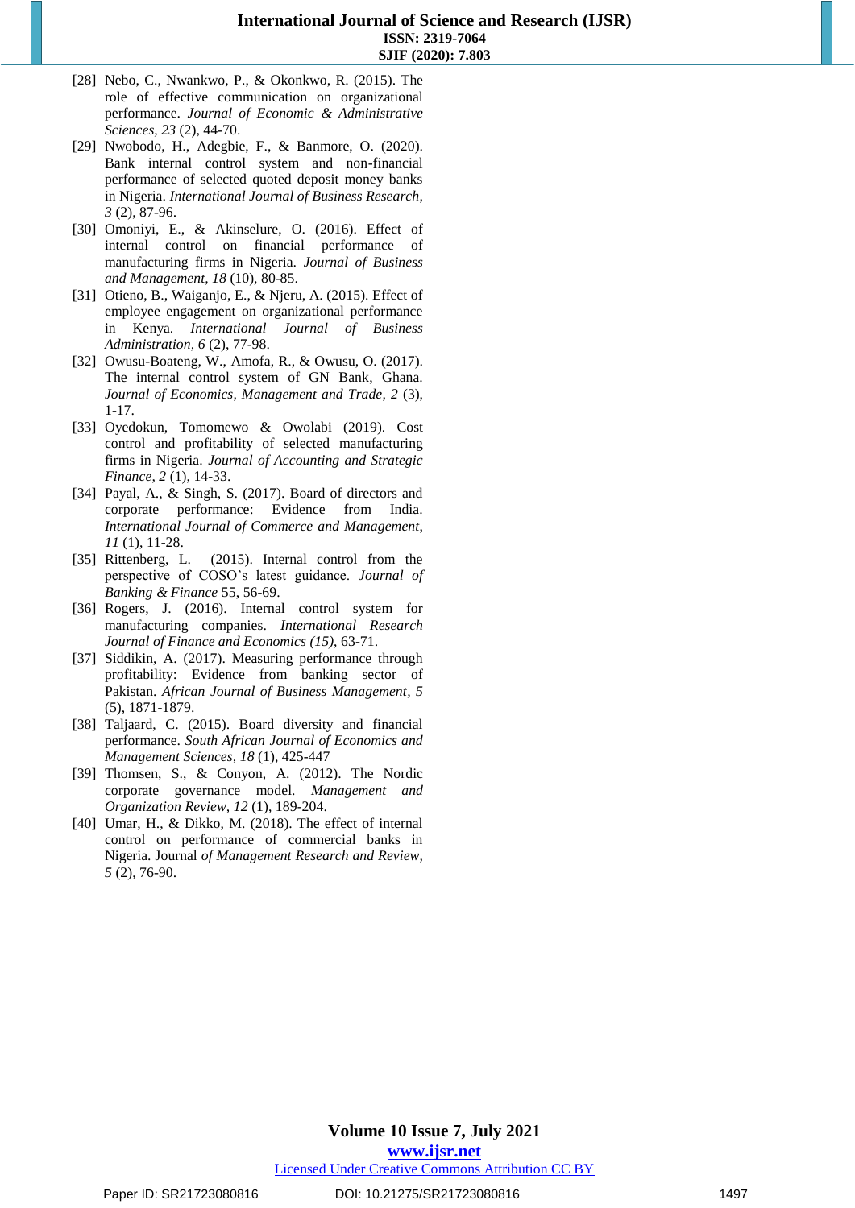[28] Nebo, C., Nwankwo, P., & Okonkwo, R. (2015). The role of effective communication on organizational performance. *Journal of Economic & Administrative Sciences, 23* (2), 44-70.

[29] Nwobodo, H., Adegbie, F., & Banmore, O. (2020). Bank internal control system and non-financial performance of selected quoted deposit money banks in Nigeria. *International Journal of Business Research, 3* (2), 87-96.

[30] Omoniyi, E., & Akinselure, O. (2016). Effect of internal control on financial performance of manufacturing firms in Nigeria. *Journal of Business and Management, 18* (10), 80-85.

[31] Otieno, B., Waiganjo, E., & Njeru, A. (2015). Effect of employee engagement on organizational performance in Kenya. *International Journal of Business Administration, 6* (2), 77-98.

[32] Owusu-Boateng, W., Amofa, R., & Owusu, O. (2017). The internal control system of GN Bank, Ghana. *Journal of Economics, Management and Trade, 2* (3), 1-17.

[33] Oyedokun, Tomomewo & Owolabi (2019). Cost control and profitability of selected manufacturing firms in Nigeria. *Journal of Accounting and Strategic Finance, 2* (1), 14-33.

[34] Payal, A., & Singh, S. (2017). Board of directors and corporate performance: Evidence from India. *International Journal of Commerce and Management, 11* (1), 11-28.

[35] Rittenberg, L. (2015). Internal control from the perspective of COSO's latest guidance. *Journal of Banking & Finance* 55, 56-69.

[36] Rogers, J. (2016). Internal control system for manufacturing companies. *International Research Journal of Finance and Economics (15)*, 63-71.

[37] Siddikin, A. (2017). Measuring performance through profitability: Evidence from banking sector of Pakistan. *African Journal of Business Management, 5* (5), 1871-1879.

[38] Taljaard, C. (2015). Board diversity and financial performance. *South African Journal of Economics and Management Sciences, 18* (1), 425-447

[39] Thomsen, S., & Conyon, A. (2012). The Nordic corporate governance model. *Management and Organization Review, 12* (1), 189-204.

[40] Umar, H., & Dikko, M. (2018). The effect of internal control on performance of commercial banks in Nigeria. Journal *of Management Research and Review, 5* (2), 76-90.